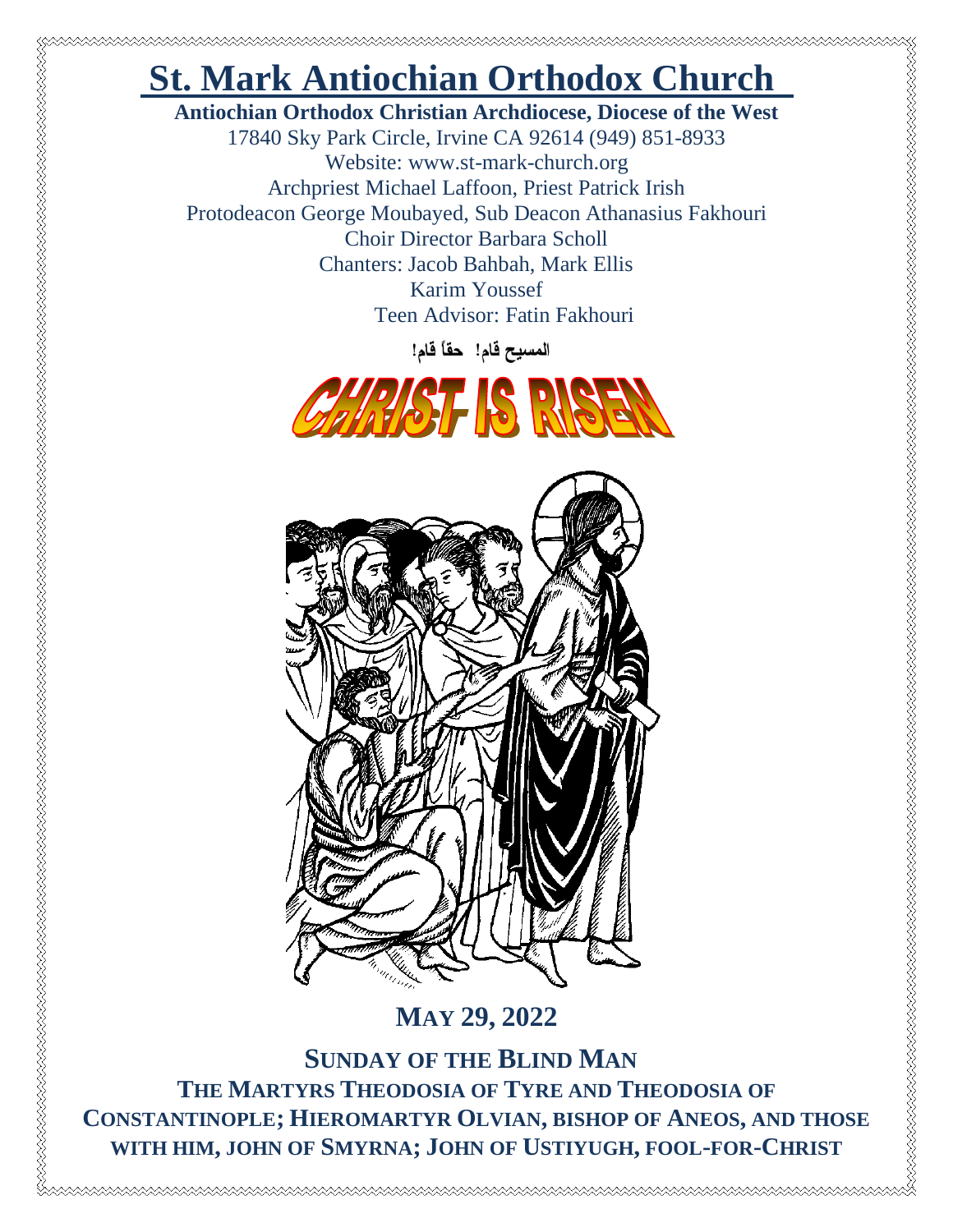# St. Mark Antiochian Orthodox Church

**Antiochian Orthodox Christian Archdiocese, Diocese of the West**

17840 Sky Park Circle, Irvine CA 92614 (949) 851-8933

Website: www.st-mark-church.org

Archpriest Michael Laffoon, Priest Patrick Irish

Protodeacon George Moubayed, Sub Deacon Athanasius Fakhouri

Choir Director Barbara Scholl

Chanters: Jacob Bahbah, Mark Ellis

Karim Youssef

Teen Advisor: Fatin Fakhouri

**المسيح قام! حقاً قام!**

CHRIST IS RISEN

## MAY 29, 2022

## SUNDAY OF THE BLIND MAN

**THE MARTYRS THEODOSIA OF TYRE AND THEODOSIA OF CONSTANTINOPLE; HIEROMARTYR OLVIAN, BISHOP OF ANEOS, AND THOSE WITH HIM, JOHN OF SMYRNA; JOHN OF USTIYUGH, FOOL-FOR-CHRIST**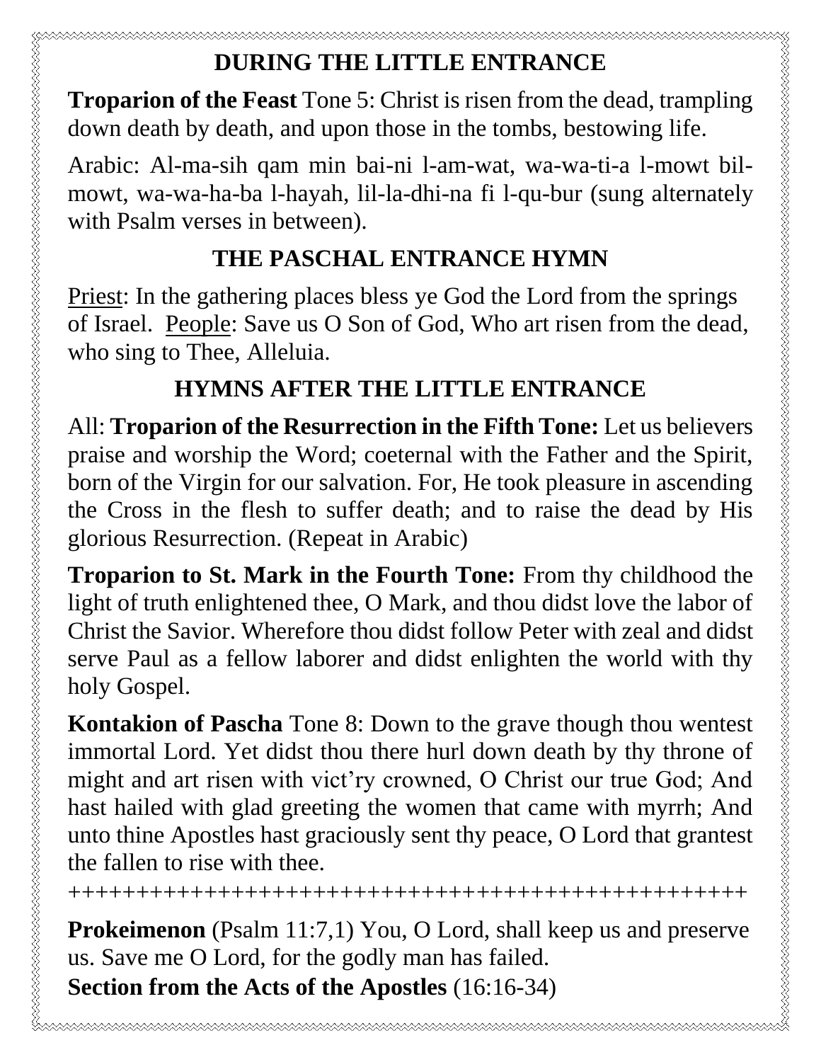## DURING THE LITTLE ENTRANCE

**Troparion of the Feast** Tone 5: Christ is risen from the dead, trampling down death by death, and upon those in the tombs, bestowing life.

Arabic: Al-ma-sih qam min bai-ni l-am-wat, wa-wa-ti-a l-mowt bil-mowt, wa-wa-ha-ba l-hayah, lil-la-dhi-na fi l-qu-bur (sung alternately with Psalm verses in between).

## THE PASCHAL ENTRANCE HYMN

Priest: In the gathering places bless ye God the Lord from the springs of Israel. People: Save us O Son of God, Who art risen from the dead, who sing to Thee, Alleluia.

## HYMNS AFTER THE LITTLE ENTRANCE

All: **Troparion of the Resurrection in the Fifth Tone:** Let us believers praise and worship the Word; coeternal with the Father and the Spirit, born of the Virgin for our salvation. For, He took pleasure in ascending the Cross in the flesh to suffer death; and to raise the dead by His glorious Resurrection. (Repeat in Arabic)

**Troparion to St. Mark in the Fourth Tone:** From thy childhood the light of truth enlightened thee, O Mark, and thou didst love the labor of Christ the Savior. Wherefore thou didst follow Peter with zeal and didst serve Paul as a fellow laborer and didst enlighten the world with thy holy Gospel.

**Kontakion of Pascha** Tone 8: Down to the grave though thou wentest immortal Lord. Yet didst thou there hurl down death by thy throne of might and art risen with vict'ry crowned, O Christ our true God; And hast hailed with glad greeting the women that came with myrrh; And unto thine Apostles hast graciously sent thy peace, O Lord that grantest the fallen to rise with thee.

++++++++++++++++++++++++++++++++++++++++++++++++++++

**Prokeimenon** (Psalm 11:7,1) You, O Lord, shall keep us and preserve us. Save me O Lord, for the godly man has failed.

**Section from the Acts of the Apostles** (16:16-34)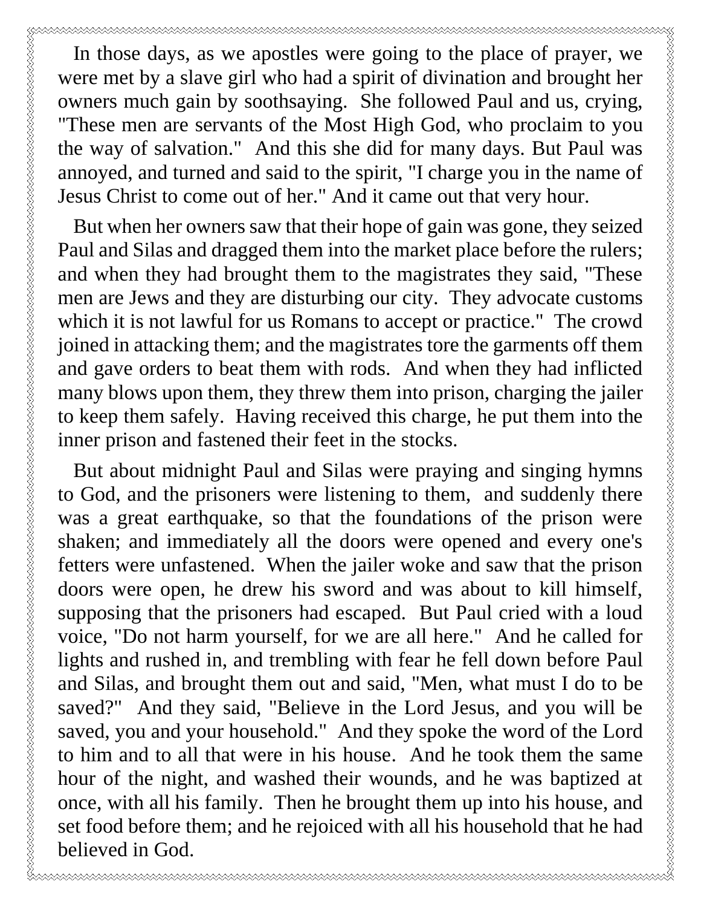In those days, as we apostles were going to the place of prayer, we were met by a slave girl who had a spirit of divination and brought her owners much gain by soothsaying. She followed Paul and us, crying, "These men are servants of the Most High God, who proclaim to you the way of salvation." And this she did for many days. But Paul was annoyed, and turned and said to the spirit, "I charge you in the name of Jesus Christ to come out of her." And it came out that very hour.

But when her owners saw that their hope of gain was gone, they seized Paul and Silas and dragged them into the market place before the rulers; and when they had brought them to the magistrates they said, "These men are Jews and they are disturbing our city. They advocate customs which it is not lawful for us Romans to accept or practice." The crowd joined in attacking them; and the magistrates tore the garments off them and gave orders to beat them with rods. And when they had inflicted many blows upon them, they threw them into prison, charging the jailer to keep them safely. Having received this charge, he put them into the inner prison and fastened their feet in the stocks.

But about midnight Paul and Silas were praying and singing hymns to God, and the prisoners were listening to them, and suddenly there was a great earthquake, so that the foundations of the prison were shaken; and immediately all the doors were opened and every one's fetters were unfastened. When the jailer woke and saw that the prison doors were open, he drew his sword and was about to kill himself, supposing that the prisoners had escaped. But Paul cried with a loud voice, "Do not harm yourself, for we are all here." And he called for lights and rushed in, and trembling with fear he fell down before Paul and Silas, and brought them out and said, "Men, what must I do to be saved?" And they said, "Believe in the Lord Jesus, and you will be saved, you and your household." And they spoke the word of the Lord to him and to all that were in his house. And he took them the same hour of the night, and washed their wounds, and he was baptized at once, with all his family. Then he brought them up into his house, and set food before them; and he rejoiced with all his household that he had believed in God.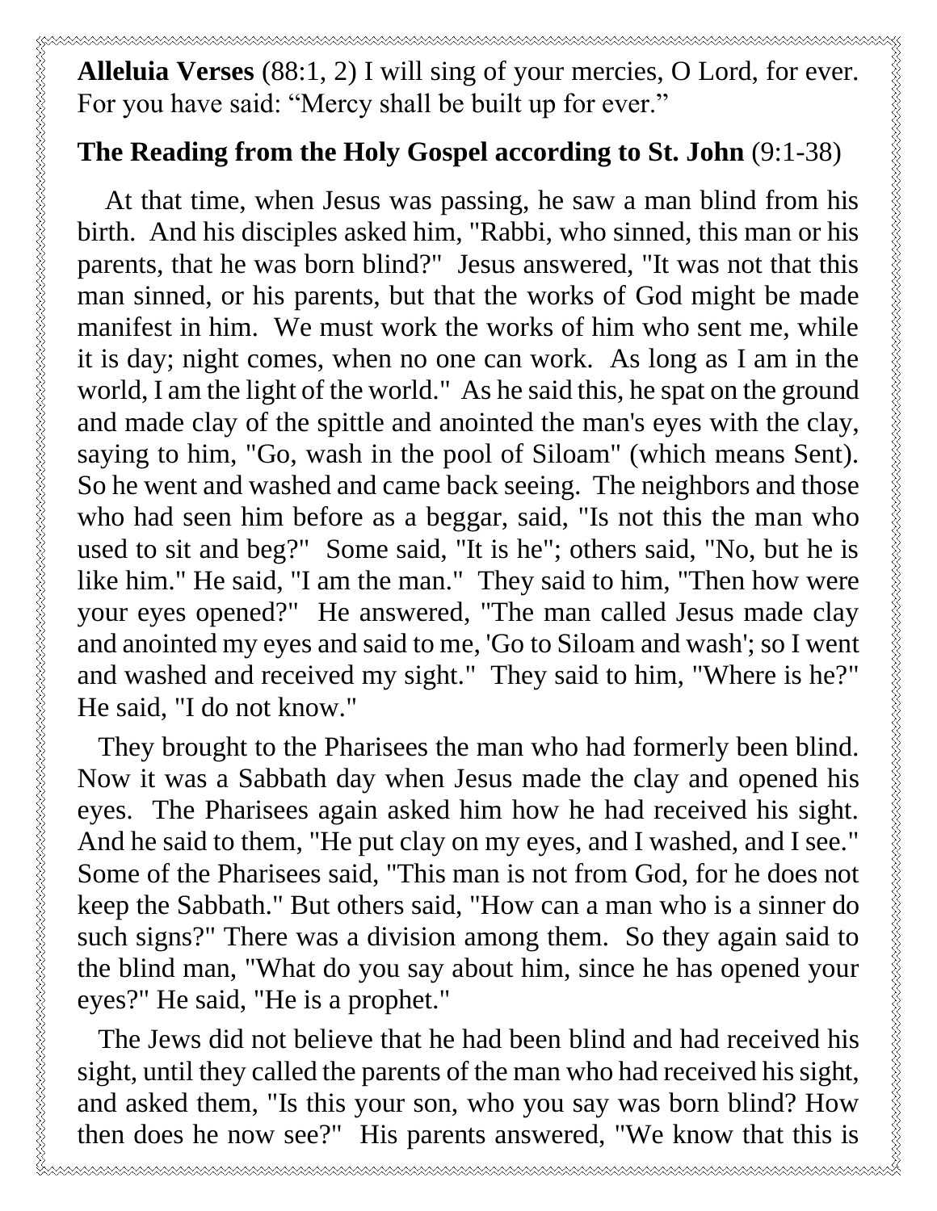**Alleluia Verses** (88:1, 2) I will sing of your mercies, O Lord, for ever. For you have said: "Mercy shall be built up for ever."

**The Reading from the Holy Gospel according to St. John** (9:1-38)

At that time, when Jesus was passing, he saw a man blind from his birth. And his disciples asked him, "Rabbi, who sinned, this man or his parents, that he was born blind?" Jesus answered, "It was not that this man sinned, or his parents, but that the works of God might be made manifest in him. We must work the works of him who sent me, while it is day; night comes, when no one can work. As long as I am in the world, I am the light of the world." As he said this, he spat on the ground and made clay of the spittle and anointed the man's eyes with the clay, saying to him, "Go, wash in the pool of Siloam" (which means Sent). So he went and washed and came back seeing. The neighbors and those who had seen him before as a beggar, said, "Is not this the man who used to sit and beg?" Some said, "It is he"; others said, "No, but he is like him." He said, "I am the man." They said to him, "Then how were your eyes opened?" He answered, "The man called Jesus made clay and anointed my eyes and said to me, 'Go to Siloam and wash'; so I went and washed and received my sight." They said to him, "Where is he?" He said, "I do not know."

They brought to the Pharisees the man who had formerly been blind. Now it was a Sabbath day when Jesus made the clay and opened his eyes. The Pharisees again asked him how he had received his sight. And he said to them, "He put clay on my eyes, and I washed, and I see." Some of the Pharisees said, "This man is not from God, for he does not keep the Sabbath." But others said, "How can a man who is a sinner do such signs?" There was a division among them. So they again said to the blind man, "What do you say about him, since he has opened your eyes?" He said, "He is a prophet."

The Jews did not believe that he had been blind and had received his sight, until they called the parents of the man who had received his sight, and asked them, "Is this your son, who you say was born blind? How then does he now see?" His parents answered, "We know that this is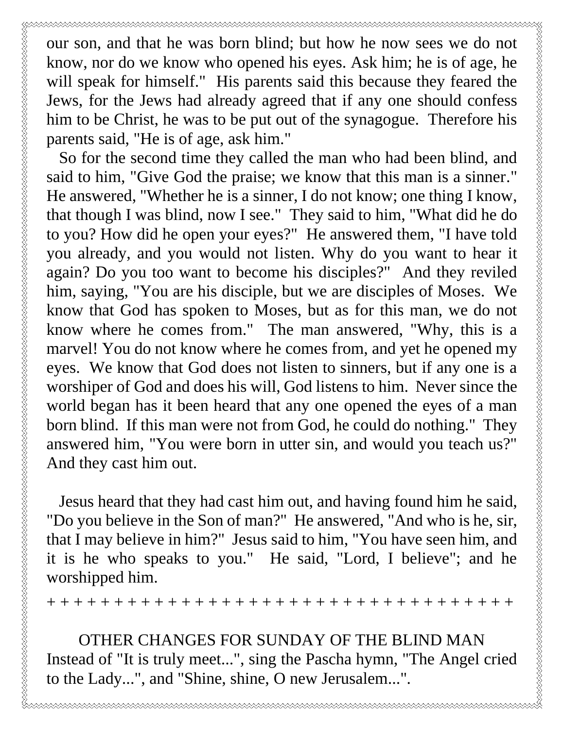our son, and that he was born blind; but how he now sees we do not know, nor do we know who opened his eyes. Ask him; he is of age, he will speak for himself." His parents said this because they feared the Jews, for the Jews had already agreed that if any one should confess him to be Christ, he was to be put out of the synagogue. Therefore his parents said, "He is of age, ask him."

So for the second time they called the man who had been blind, and said to him, "Give God the praise; we know that this man is a sinner." He answered, "Whether he is a sinner, I do not know; one thing I know, that though I was blind, now I see." They said to him, "What did he do to you? How did he open your eyes?" He answered them, "I have told you already, and you would not listen. Why do you want to hear it again? Do you too want to become his disciples?" And they reviled him, saying, "You are his disciple, but we are disciples of Moses. We know that God has spoken to Moses, but as for this man, we do not know where he comes from." The man answered, "Why, this is a marvel! You do not know where he comes from, and yet he opened my eyes. We know that God does not listen to sinners, but if any one is a worshiper of God and does his will, God listens to him. Never since the world began has it been heard that any one opened the eyes of a man born blind. If this man were not from God, he could do nothing." They answered him, "You were born in utter sin, and would you teach us?" And they cast him out.

Jesus heard that they had cast him out, and having found him he said, "Do you believe in the Son of man?" He answered, "And who is he, sir, that I may believe in him?" Jesus said to him, "You have seen him, and it is he who speaks to you." He said, "Lord, I believe"; and he worshipped him.

+ + + + + + + + + + + + + + + + + + + + + + + + + + + + + + + + + + + + + + + + +

OTHER CHANGES FOR SUNDAY OF THE BLIND MAN

Instead of "It is truly meet...", sing the Pascha hymn, "The Angel cried to the Lady...", and "Shine, shine, O new Jerusalem...".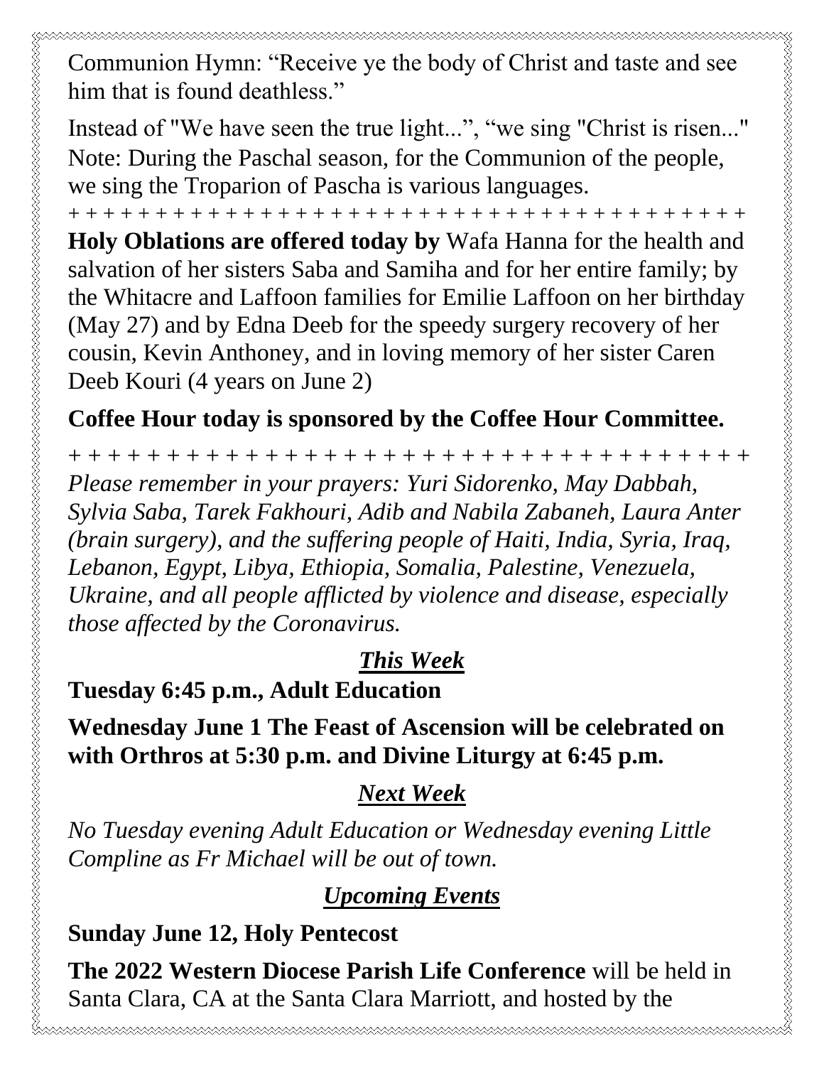Communion Hymn: "Receive ye the body of Christ and taste and see him that is found deathless."

Instead of "We have seen the true light...", "we sing "Christ is risen..." Note: During the Paschal season, for the Communion of the people, we sing the Troparion of Pascha is various languages.

+ + + + + + + + + + + + + + + + + + + + + + + + + + + + + + + + + + + + + + + +

**Holy Oblations are offered today by** Wafa Hanna for the health and salvation of her sisters Saba and Samiha and for her entire family; by the Whitacre and Laffoon families for Emilie Laffoon on her birthday (May 27) and by Edna Deeb for the speedy surgery recovery of her cousin, Kevin Anthoney, and in loving memory of her sister Caren Deeb Kouri (4 years on June 2)

**Coffee Hour today is sponsored by the Coffee Hour Committee.**

+ + + + + + + + + + + + + + + + + + + + + + + + + + + + + + + + + + + + + + +

*Please remember in your prayers: Yuri Sidorenko, May Dabbah, Sylvia Saba, Tarek Fakhouri, Adib and Nabila Zabaneh, Laura Anter (brain surgery), and the suffering people of Haiti, India, Syria, Iraq, Lebanon, Egypt, Libya, Ethiopia, Somalia, Palestine, Venezuela, Ukraine, and all people afflicted by violence and disease, especially those affected by the Coronavirus.*

## *This Week*

**Tuesday 6:45 p.m., Adult Education**

**Wednesday June 1 The Feast of Ascension will be celebrated on with Orthros at 5:30 p.m. and Divine Liturgy at 6:45 p.m.**

## *Next Week*

*No Tuesday evening Adult Education or Wednesday evening Little Compline as Fr Michael will be out of town.*

## *Upcoming Events*

**Sunday June 12, Holy Pentecost**

**The 2022 Western Diocese Parish Life Conference** will be held in Santa Clara, CA at the Santa Clara Marriott, and hosted by the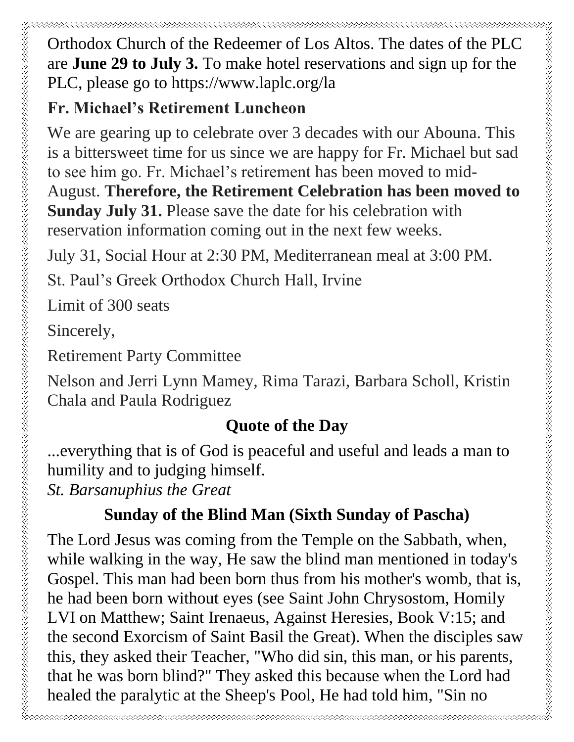Orthodox Church of the Redeemer of Los Altos. The dates of the PLC are **June 29 to July 3.** To make hotel reservations and sign up for the PLC, please go to https://www.laplc.org/la

## Fr. Michael's Retirement Luncheon

We are gearing up to celebrate over 3 decades with our Abouna. This is a bittersweet time for us since we are happy for Fr. Michael but sad to see him go. Fr. Michael's retirement has been moved to mid-August. **Therefore, the Retirement Celebration has been moved to Sunday July 31.** Please save the date for his celebration with reservation information coming out in the next few weeks.

July 31, Social Hour at 2:30 PM, Mediterranean meal at 3:00 PM.

St. Paul's Greek Orthodox Church Hall, Irvine

Limit of 300 seats

Sincerely,

Retirement Party Committee

Nelson and Jerri Lynn Mamey, Rima Tarazi, Barbara Scholl, Kristin Chala and Paula Rodriguez

## Quote of the Day

...everything that is of God is peaceful and useful and leads a man to humility and to judging himself.
*St. Barsanuphius the Great*

## Sunday of the Blind Man (Sixth Sunday of Pascha)

The Lord Jesus was coming from the Temple on the Sabbath, when, while walking in the way, He saw the blind man mentioned in today's Gospel. This man had been born thus from his mother's womb, that is, he had been born without eyes (see Saint John Chrysostom, Homily LVI on Matthew; Saint Irenaeus, Against Heresies, Book V:15; and the second Exorcism of Saint Basil the Great). When the disciples saw this, they asked their Teacher, "Who did sin, this man, or his parents, that he was born blind?" They asked this because when the Lord had healed the paralytic at the Sheep's Pool, He had told him, "Sin no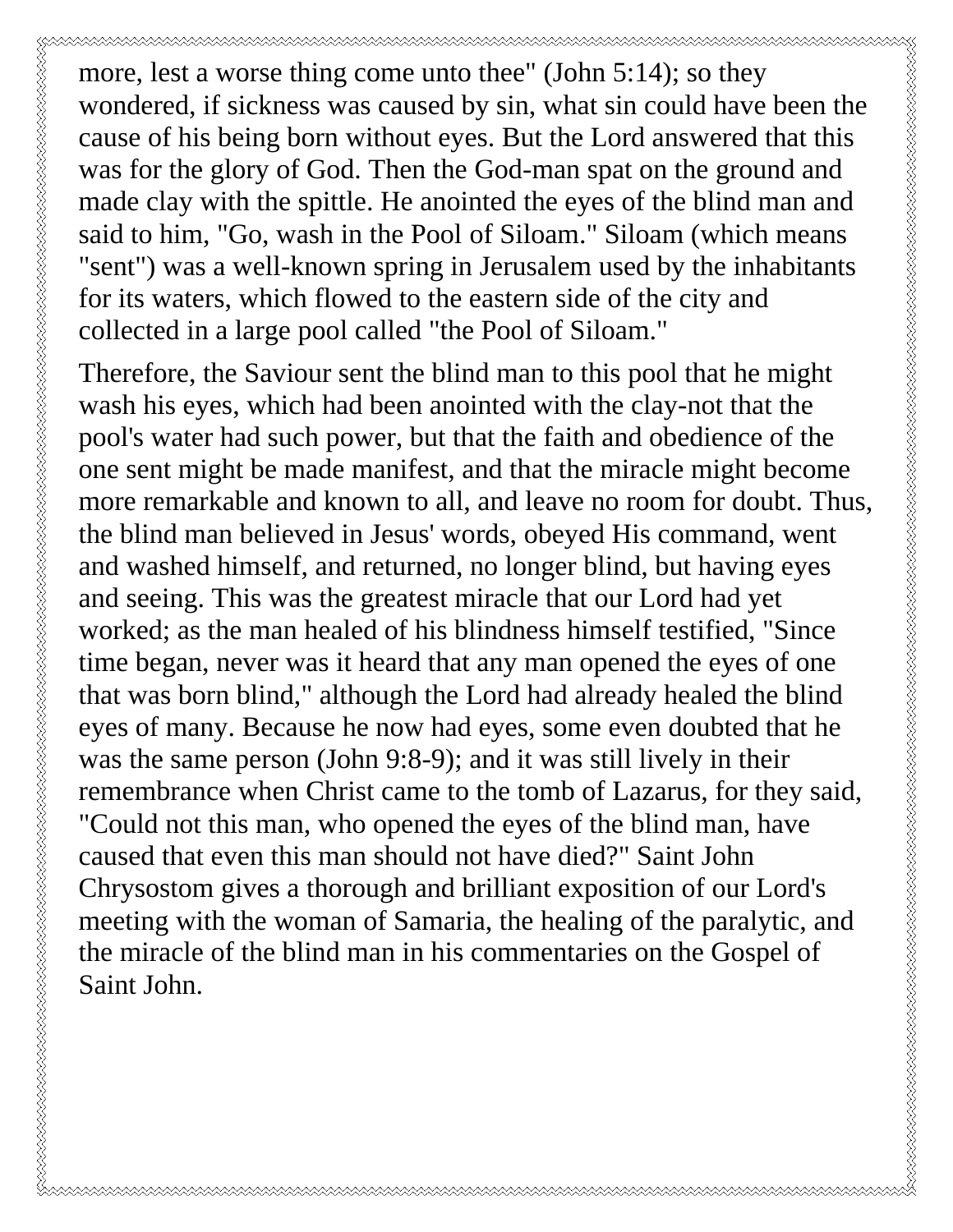more, lest a worse thing come unto thee" (John 5:14); so they wondered, if sickness was caused by sin, what sin could have been the cause of his being born without eyes. But the Lord answered that this was for the glory of God. Then the God-man spat on the ground and made clay with the spittle. He anointed the eyes of the blind man and said to him, "Go, wash in the Pool of Siloam." Siloam (which means "sent") was a well-known spring in Jerusalem used by the inhabitants for its waters, which flowed to the eastern side of the city and collected in a large pool called "the Pool of Siloam."

Therefore, the Saviour sent the blind man to this pool that he might wash his eyes, which had been anointed with the clay-not that the pool's water had such power, but that the faith and obedience of the one sent might be made manifest, and that the miracle might become more remarkable and known to all, and leave no room for doubt. Thus, the blind man believed in Jesus' words, obeyed His command, went and washed himself, and returned, no longer blind, but having eyes and seeing. This was the greatest miracle that our Lord had yet worked; as the man healed of his blindness himself testified, "Since time began, never was it heard that any man opened the eyes of one that was born blind," although the Lord had already healed the blind eyes of many. Because he now had eyes, some even doubted that he was the same person (John 9:8-9); and it was still lively in their remembrance when Christ came to the tomb of Lazarus, for they said, "Could not this man, who opened the eyes of the blind man, have caused that even this man should not have died?" Saint John Chrysostom gives a thorough and brilliant exposition of our Lord's meeting with the woman of Samaria, the healing of the paralytic, and the miracle of the blind man in his commentaries on the Gospel of Saint John.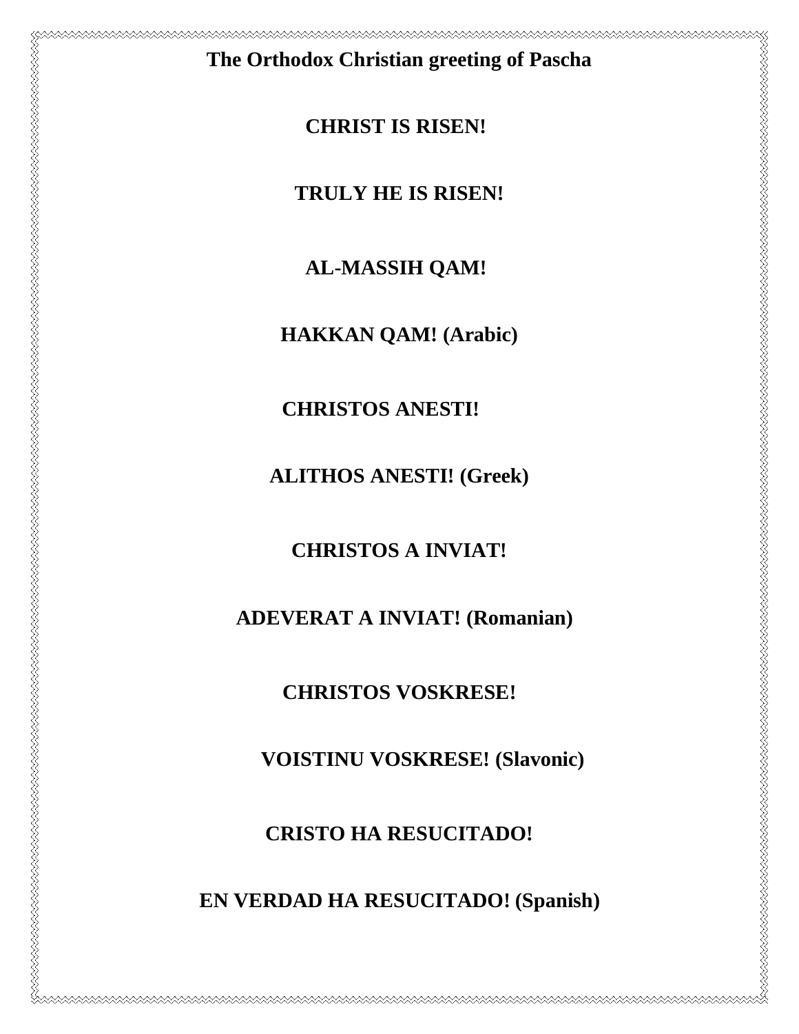**The Orthodox Christian greeting of Pascha**

**CHRIST IS RISEN!**

**TRULY HE IS RISEN!**

**AL-MASSIH QAM!**

**HAKKAN QAM! (Arabic)**

**CHRISTOS ANESTI!**

**ALITHOS ANESTI! (Greek)**

**CHRISTOS A INVIAT!**

**ADEVERAT A INVIAT! (Romanian)**

**CHRISTOS VOSKRESE!**

**VOISTINU VOSKRESE! (Slavonic)**

**CRISTO HA RESUCITADO!**

**EN VERDAD HA RESUCITADO! (Spanish)**